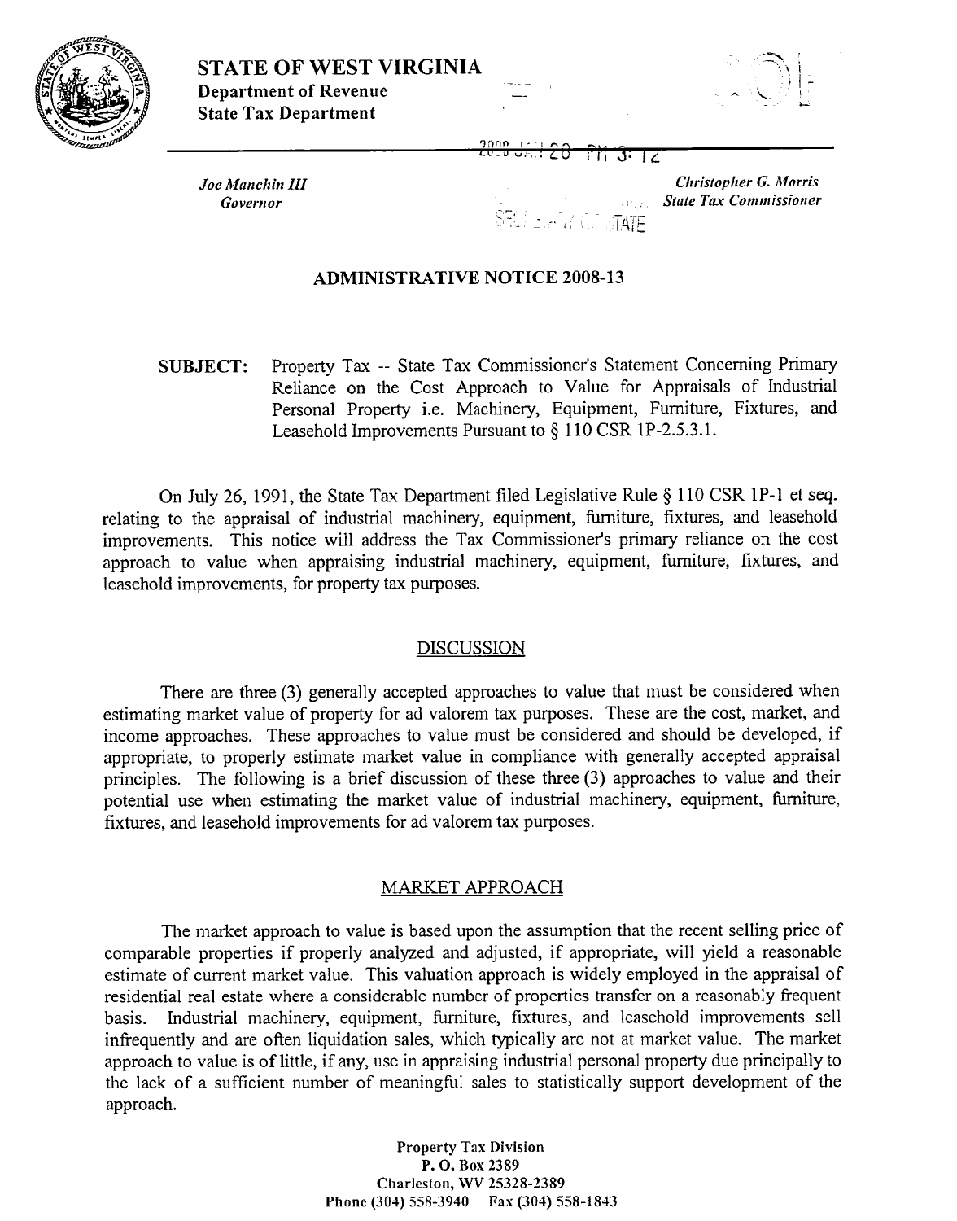**STATE OF WEST VIRGINIA**
**Department of Revenue**
**State Tax Department**

*Joe Manchin III*
*Governor*

*Christopher G. Morris*
*State Tax Commissioner*

## ADMINISTRATIVE NOTICE 2008-13

**SUBJECT:** Property Tax -- State Tax Commissioner's Statement Concerning Primary Reliance on the Cost Approach to Value for Appraisals of Industrial Personal Property i.e. Machinery, Equipment, Furniture, Fixtures, and Leasehold Improvements Pursuant to § 110 CSR 1P-2.5.3.1.

On July 26, 1991, the State Tax Department filed Legislative Rule § 110 CSR 1P-1 et seq. relating to the appraisal of industrial machinery, equipment, furniture, fixtures, and leasehold improvements. This notice will address the Tax Commissioner's primary reliance on the cost approach to value when appraising industrial machinery, equipment, furniture, fixtures, and leasehold improvements, for property tax purposes.

### DISCUSSION

There are three (3) generally accepted approaches to value that must be considered when estimating market value of property for ad valorem tax purposes. These are the cost, market, and income approaches. These approaches to value must be considered and should be developed, if appropriate, to properly estimate market value in compliance with generally accepted appraisal principles. The following is a brief discussion of these three (3) approaches to value and their potential use when estimating the market value of industrial machinery, equipment, furniture, fixtures, and leasehold improvements for ad valorem tax purposes.

### MARKET APPROACH

The market approach to value is based upon the assumption that the recent selling price of comparable properties if properly analyzed and adjusted, if appropriate, will yield a reasonable estimate of current market value. This valuation approach is widely employed in the appraisal of residential real estate where a considerable number of properties transfer on a reasonably frequent basis. Industrial machinery, equipment, furniture, fixtures, and leasehold improvements sell infrequently and are often liquidation sales, which typically are not at market value. The market approach to value is of little, if any, use in appraising industrial personal property due principally to the lack of a sufficient number of meaningful sales to statistically support development of the approach.

Property Tax Division
P. O. Box 2389
Charleston, WV 25328-2389
Phone (304) 558-3940 Fax (304) 558-1843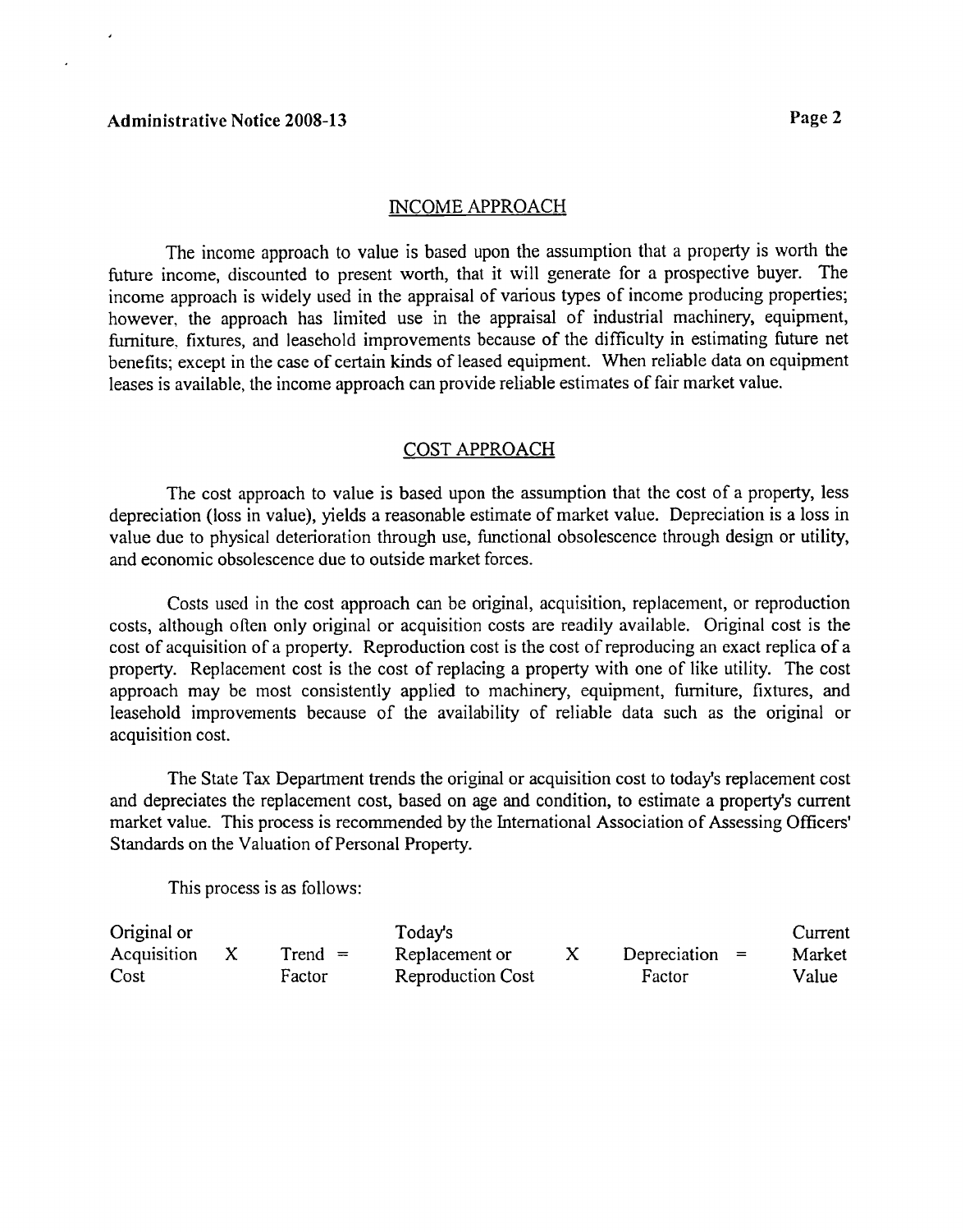## INCOME APPROACH

The income approach to value is based upon the assumption that a property is worth the future income, discounted to present worth, that it will generate for a prospective buyer. The income approach is widely used in the appraisal of various types of income producing properties; however, the approach has limited use in the appraisal of industrial machinery, equipment, furniture, fixtures, and leasehold improvements because of the difficulty in estimating future net benefits; except in the case of certain kinds of leased equipment. When reliable data on equipment leases is available, the income approach can provide reliable estimates of fair market value.

## COST APPROACH

The cost approach to value is based upon the assumption that the cost of a property, less depreciation (loss in value), yields a reasonable estimate of market value. Depreciation is a loss in value due to physical deterioration through use, functional obsolescence through design or utility, and economic obsolescence due to outside market forces.

Costs used in the cost approach can be original, acquisition, replacement, or reproduction costs, although often only original or acquisition costs are readily available. Original cost is the cost of acquisition of a property. Reproduction cost is the cost of reproducing an exact replica of a property. Replacement cost is the cost of replacing a property with one of like utility. The cost approach may be most consistently applied to machinery, equipment, furniture, fixtures, and leasehold improvements because of the availability of reliable data such as the original or acquisition cost.

The State Tax Department trends the original or acquisition cost to today's replacement cost and depreciates the replacement cost, based on age and condition, to estimate a property's current market value. This process is recommended by the International Association of Assessing Officers' Standards on the Valuation of Personal Property.

This process is as follows:

| Original or Acquisition Cost | X | Trend Factor | = | Today's Replacement or Reproduction Cost | X | Depreciation Factor | = | Current Market Value |
|---|---|---|---|---|---|---|---|---|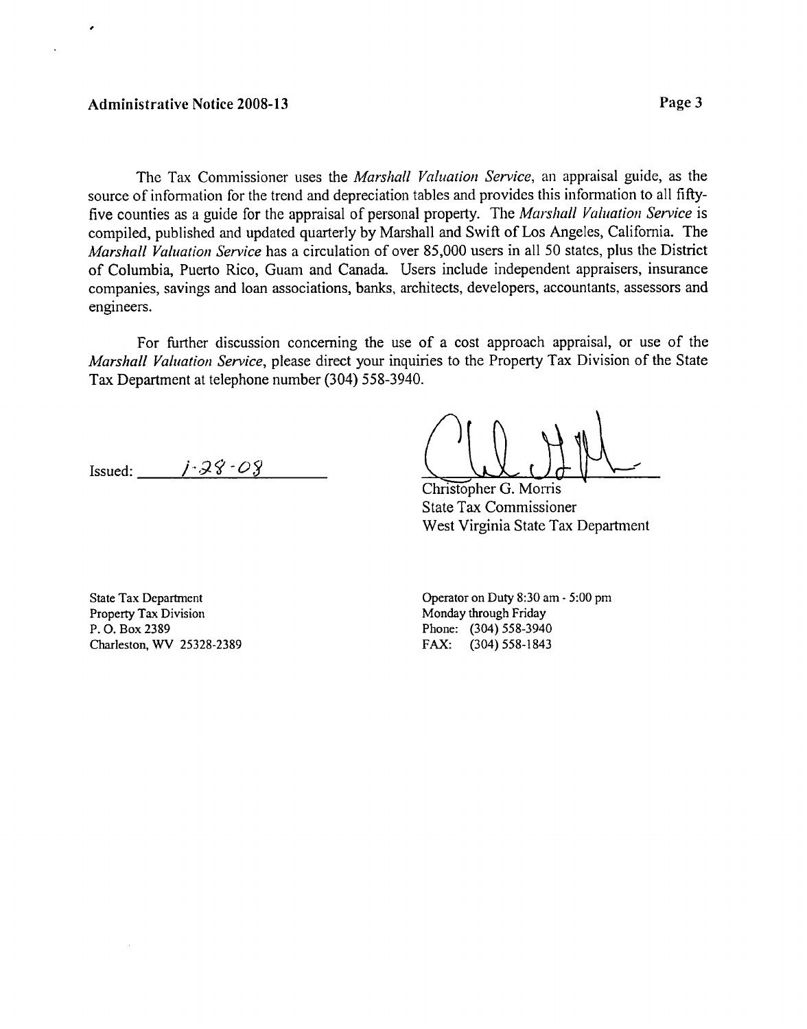The Tax Commissioner uses the *Marshall Valuation Service*, an appraisal guide, as the source of information for the trend and depreciation tables and provides this information to all fifty-five counties as a guide for the appraisal of personal property. The *Marshall Valuation Service* is compiled, published and updated quarterly by Marshall and Swift of Los Angeles, California. The *Marshall Valuation Service* has a circulation of over 85,000 users in all 50 states, plus the District of Columbia, Puerto Rico, Guam and Canada. Users include independent appraisers, insurance companies, savings and loan associations, banks, architects, developers, accountants, assessors and engineers.

For further discussion concerning the use of a cost approach appraisal, or use of the *Marshall Valuation Service*, please direct your inquiries to the Property Tax Division of the State Tax Department at telephone number (304) 558-3940.

Issued: 1-28-08

Christopher G. Morris
State Tax Commissioner
West Virginia State Tax Department

State Tax Department
Property Tax Division
P. O. Box 2389
Charleston, WV 25328-2389

Operator on Duty 8:30 am - 5:00 pm
Monday through Friday
Phone: (304) 558-3940
FAX: (304) 558-1843